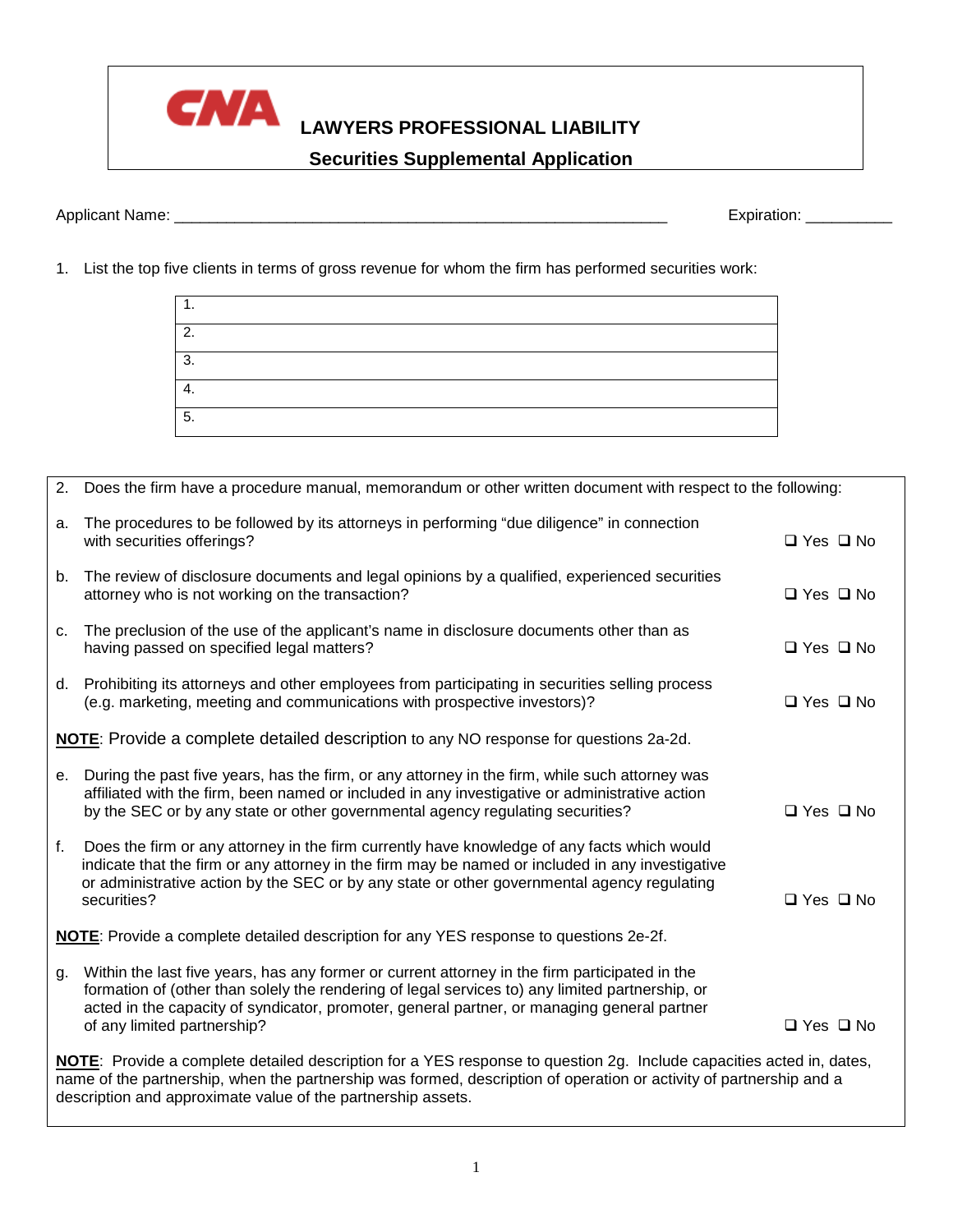# CNA

## LAWYERS PROFESSIONAL LIABILITY

### Securities Supplemental Application

Applicant Name: ___________________________________________________________ Expiration: __________

1. List the top five clients in terms of gross revenue for whom the firm has performed securities work:

| |
|---|
| 1. |
| 2. |
| 3. |
| 4. |
| 5. |

2. Does the firm have a procedure manual, memorandum or other written document with respect to the following:

a. The procedures to be followed by its attorneys in performing "due diligence" in connection with securities offerings? ❑ Yes ❑ No

b. The review of disclosure documents and legal opinions by a qualified, experienced securities attorney who is not working on the transaction? ❑ Yes ❑ No

c. The preclusion of the use of the applicant's name in disclosure documents other than as having passed on specified legal matters? ❑ Yes ❑ No

d. Prohibiting its attorneys and other employees from participating in securities selling process (e.g. marketing, meeting and communications with prospective investors)? ❑ Yes ❑ No

**NOTE**: Provide a complete detailed description to any NO response for questions 2a-2d.

e. During the past five years, has the firm, or any attorney in the firm, while such attorney was affiliated with the firm, been named or included in any investigative or administrative action by the SEC or by any state or other governmental agency regulating securities? ❑ Yes ❑ No

f. Does the firm or any attorney in the firm currently have knowledge of any facts which would indicate that the firm or any attorney in the firm may be named or included in any investigative or administrative action by the SEC or by any state or other governmental agency regulating securities? ❑ Yes ❑ No

**NOTE**: Provide a complete detailed description for any YES response to questions 2e-2f.

g. Within the last five years, has any former or current attorney in the firm participated in the formation of (other than solely the rendering of legal services to) any limited partnership, or acted in the capacity of syndicator, promoter, general partner, or managing general partner of any limited partnership? ❑ Yes ❑ No

**NOTE**: Provide a complete detailed description for a YES response to question 2g. Include capacities acted in, dates, name of the partnership, when the partnership was formed, description of operation or activity of partnership and a description and approximate value of the partnership assets.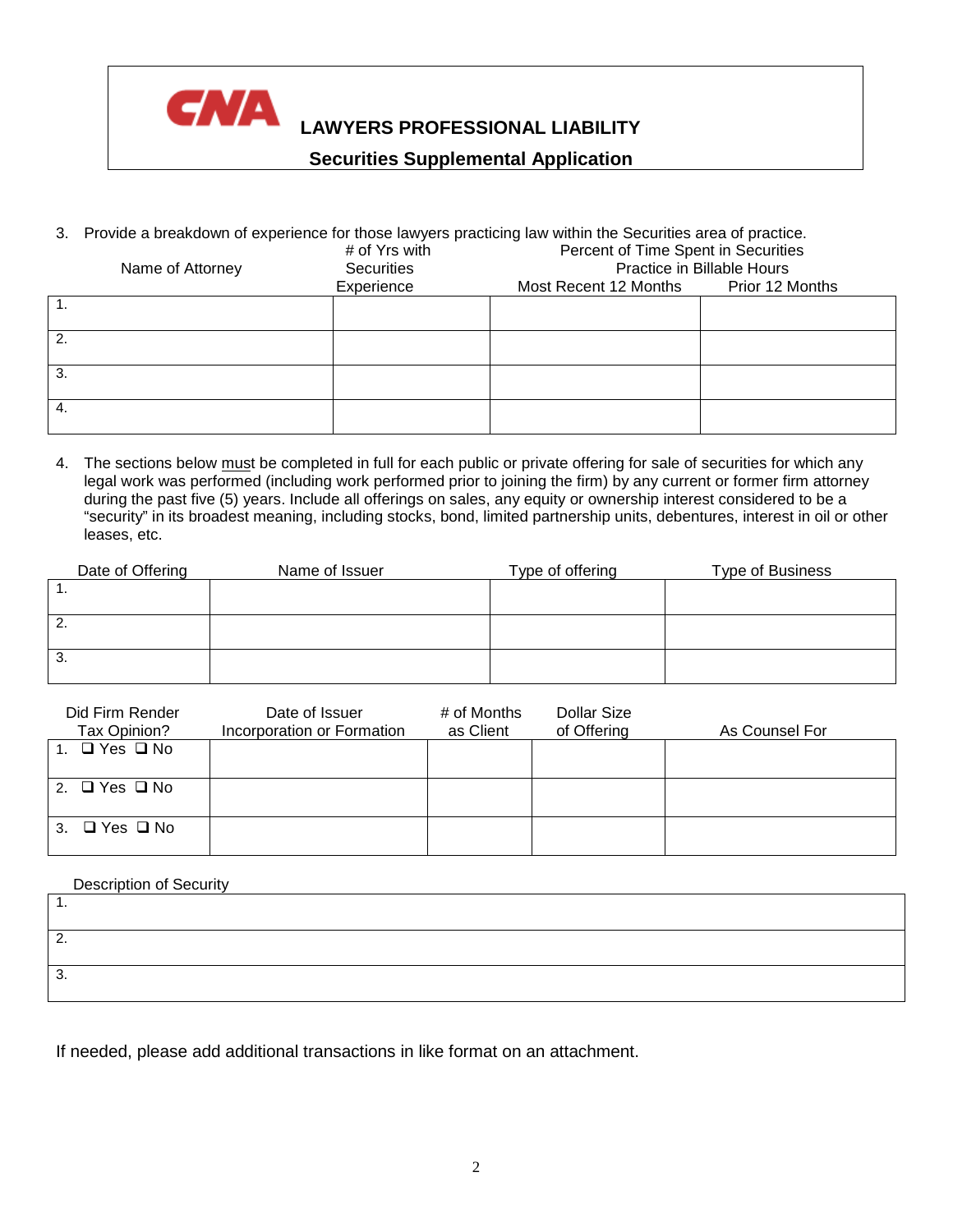CNA

## LAWYERS PROFESSIONAL LIABILITY

### Securities Supplemental Application

3. Provide a breakdown of experience for those lawyers practicing law within the Securities area of practice.

| Name of Attorney | # of Yrs with Securities Experience | Percent of Time Spent in Securities Practice in Billable Hours | |
|---|---|---|---|
| | | Most Recent 12 Months | Prior 12 Months |
| 1. | | | |
| 2. | | | |
| 3. | | | |
| 4. | | | |

4. The sections below must be completed in full for each public or private offering for sale of securities for which any legal work was performed (including work performed prior to joining the firm) by any current or former firm attorney during the past five (5) years. Include all offerings on sales, any equity or ownership interest considered to be a "security" in its broadest meaning, including stocks, bond, limited partnership units, debentures, interest in oil or other leases, etc.

| Date of Offering | Name of Issuer | Type of offering | Type of Business |
|---|---|---|---|
| 1. | | | |
| 2. | | | |
| 3. | | | |

| Did Firm Render Tax Opinion? | Date of Issuer Incorporation or Formation | # of Months as Client | Dollar Size of Offering | As Counsel For |
|---|---|---|---|---|
| 1. ☐ Yes ☐ No | | | | |
| 2. ☐ Yes ☐ No | | | | |
| 3. ☐ Yes ☐ No | | | | |

| Description of Security |
|---|
| 1. |
| 2. |
| 3. |

If needed, please add additional transactions in like format on an attachment.